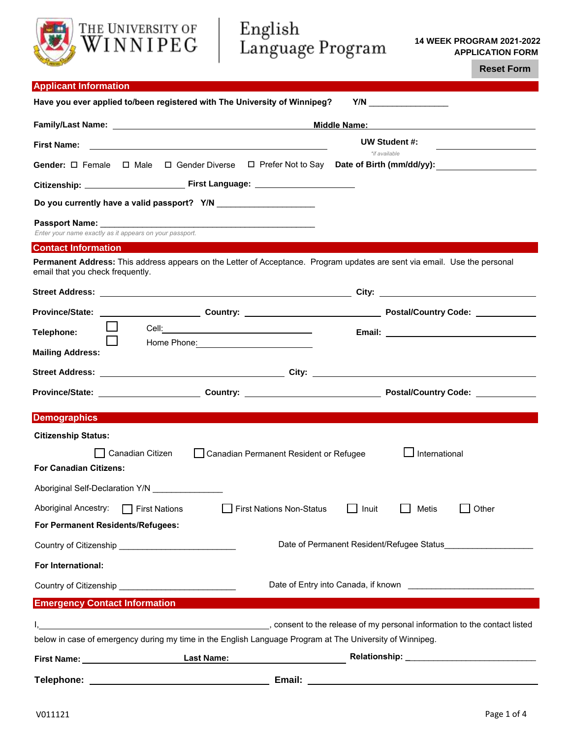# The University of Winnipeg — English Language Program

**14 WEEK PROGRAM 2021-2022**
**APPLICATION FORM**

Reset Form

## Applicant Information

**Have you ever applied to/been registered with The University of Winnipeg?** **Y/N** ________________

**Family/Last Name:** ______________________________ **Middle Name:** ______________________________

**First Name:** ______________________________ **UW Student #:** ________________
*\*if available*

**Gender:** ☐ Female ☐ Male ☐ Gender Diverse ☐ Prefer Not to Say **Date of Birth (mm/dd/yy):** ________________

**Citizenship:** ____________________ **First Language:** ____________________

**Do you currently have a valid passport? Y/N** ____________________

**Passport Name:** ____________________________________________
*Enter your name exactly as it appears on your passport.*

## Contact Information

**Permanent Address:** This address appears on the Letter of Acceptance. Program updates are sent via email. Use the personal email that you check frequently.

**Street Address:** ______________________________ **City:** ____________________

**Province/State:** ____________________ **Country:** ____________________ **Postal/Country Code:** ____________

**Telephone:** ☐ Cell: ______________________________ **Email:** ______________________________
☐ Home Phone: ______________________________

**Mailing Address:**

**Street Address:** ______________________________ **City:** ______________________________

**Province/State:** ____________________ **Country:** ____________________ **Postal/Country Code:** ____________

## Demographics

**Citizenship Status:**

☐ Canadian Citizen ☐ Canadian Permanent Resident or Refugee ☐ International

**For Canadian Citizens:**

Aboriginal Self-Declaration Y/N ______________

Aboriginal Ancestry: ☐ First Nations ☐ First Nations Non-Status ☐ Inuit ☐ Metis ☐ Other

**For Permanent Residents/Refugees:**

Country of Citizenship ________________________ Date of Permanent Resident/Refugee Status__________________

**For International:**

Country of Citizenship ________________________ Date of Entry into Canada, if known __________________________

## Emergency Contact Information

I,______________________________________________, consent to the release of my personal information to the contact listed below in case of emergency during my time in the English Language Program at The University of Winnipeg.

**First Name:** ____________________ **Last Name:** ____________________ **Relationship:** ____________________________

**Telephone:** ______________________________ **Email:** ______________________________

V011121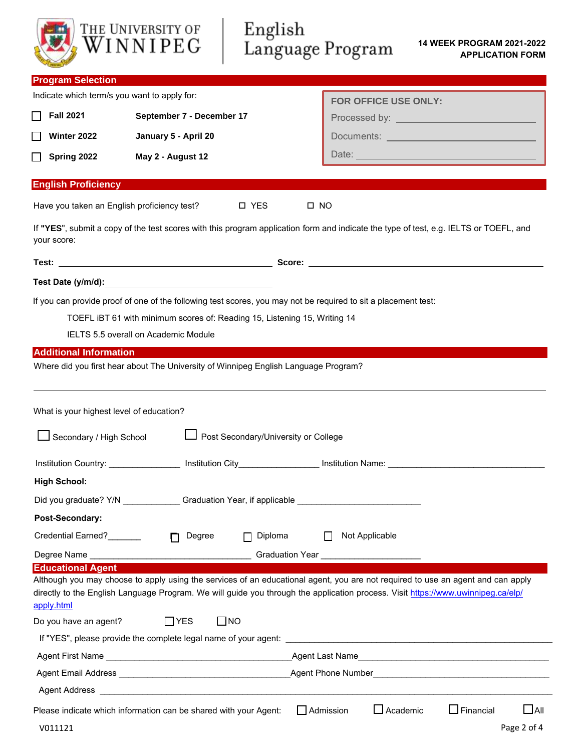# The University of Winnipeg — English Language Program

**14 WEEK PROGRAM 2021-2022**
**APPLICATION FORM**

## Program Selection

Indicate which term/s you want to apply for:

- ☐ **Fall 2021** — **September 7 - December 17**
- ☐ **Winter 2022** — **January 5 - April 20**
- ☐ **Spring 2022** — **May 2 - August 12**

**FOR OFFICE USE ONLY:**

Processed by: ______________________

Documents: ______________________

Date: ______________________

## English Proficiency

Have you taken an English proficiency test? ☐ YES ☐ NO

If **"YES"**, submit a copy of the test scores with this program application form and indicate the type of test, e.g. IELTS or TOEFL, and your score:

**Test:** ______________________ **Score:** ______________________

**Test Date (y/m/d):** ______________________

If you can provide proof of one of the following test scores, you may not be required to sit a placement test:

TOEFL iBT 61 with minimum scores of: Reading 15, Listening 15, Writing 14

IELTS 5.5 overall on Academic Module

## Additional Information

Where did you first hear about The University of Winnipeg English Language Program?

______________________________________________

What is your highest level of education?

☐ Secondary / High School ☐ Post Secondary/University or College

Institution Country: ______________ Institution City______________ Institution Name: ______________________

**High School:**

Did you graduate? Y/N ___________ Graduation Year, if applicable ______________________

**Post-Secondary:**

Credential Earned?_______ ☐ Degree ☐ Diploma ☐ Not Applicable

Degree Name ______________________ Graduation Year ______________________

## Educational Agent

Although you may choose to apply using the services of an educational agent, you are not required to use an agent and can apply directly to the English Language Program. We will guide you through the application process. Visit https://www.uwinnipeg.ca/elp/apply.html

Do you have an agent? ☐ YES ☐ NO

If "YES", please provide the complete legal name of your agent: ______________________

Agent First Name ______________________ Agent Last Name ______________________

Agent Email Address ______________________ Agent Phone Number ______________________

Agent Address ______________________________________________

Please indicate which information can be shared with your Agent: ☐ Admission ☐ Academic ☐ Financial ☐ All

V011121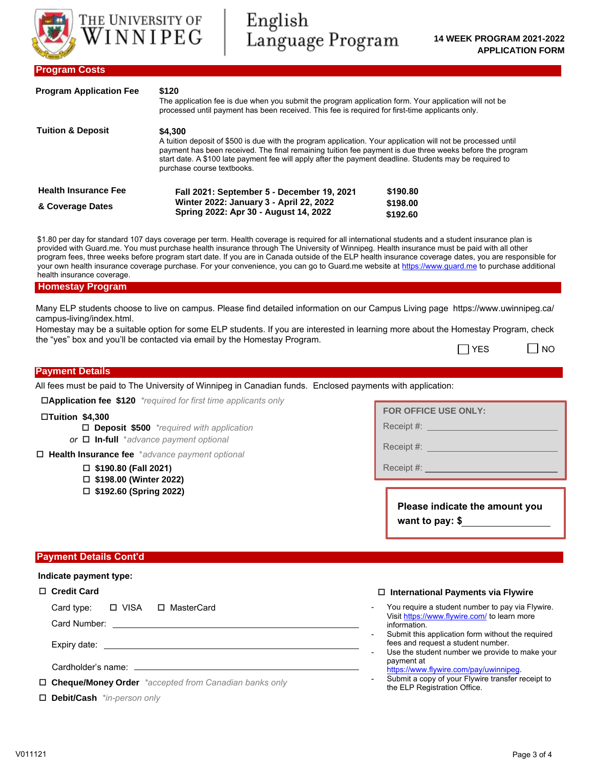THE UNIVERSITY OF WINNIPEG | English Language Program

**14 WEEK PROGRAM 2021-2022**
**APPLICATION FORM**

## Program Costs

**Program Application Fee**

**$120**
The application fee is due when you submit the program application form. Your application will not be processed until payment has been received. This fee is required for first-time applicants only.

**Tuition & Deposit**

**$4,300**
A tuition deposit of $500 is due with the program application. Your application will not be processed until payment has been received. The final remaining tuition fee payment is due three weeks before the program start date. A $100 late payment fee will apply after the payment deadline. Students may be required to purchase course textbooks.

**Health Insurance Fee & Coverage Dates**

| Term | Fee |
|---|---|
| **Fall 2021: September 5 - December 19, 2021** | **$190.80** |
| **Winter 2022: January 3 - April 22, 2022** | **$198.00** |
| **Spring 2022: Apr 30 - August 14, 2022** | **$192.60** |

$1.80 per day for standard 107 days coverage per term. Health coverage is required for all international students and a student insurance plan is provided with Guard.me. You must purchase health insurance through The University of Winnipeg. Health insurance must be paid with all other program fees, three weeks before program start date. If you are in Canada outside of the ELP health insurance coverage dates, you are responsible for your own health insurance coverage purchase. For your convenience, you can go to Guard.me website at https://www.guard.me to purchase additional health insurance coverage.

## Homestay Program

Many ELP students choose to live on campus. Please find detailed information on our Campus Living page https://www.uwinnipeg.ca/campus-living/index.html.
Homestay may be a suitable option for some ELP students. If you are interested in learning more about the Homestay Program, check the "yes" box and you'll be contacted via email by the Homestay Program.

☐ YES ☐ NO

## Payment Details

All fees must be paid to The University of Winnipeg in Canadian funds. Enclosed payments with application:

- ☐ **Application fee $120** *\*required for first time applicants only*
- ☐ **Tuition $4,300**
  - ☐ **Deposit $500** *\*required with application*
  - *or* ☐ **In-full** *\*advance payment optional*
- ☐ **Health Insurance fee** *\*advance payment optional*
  - ☐ **$190.80 (Fall 2021)**
  - ☐ **$198.00 (Winter 2022)**
  - ☐ **$192.60 (Spring 2022)**

**FOR OFFICE USE ONLY:**
Receipt #: ____________________
Receipt #: ____________________
Receipt #: ____________________

**Please indicate the amount you want to pay: $**____________________

## Payment Details Cont'd

**Indicate payment type:**

☐ **Credit Card**

Card type: ☐ VISA ☐ MasterCard

Card Number: ____________________

Expiry date: ____________________

Cardholder's name: ____________________

☐ **Cheque/Money Order** *\*accepted from Canadian banks only*

☐ **Debit/Cash** *\*in-person only*

☐ **International Payments via Flywire**

- You require a student number to pay via Flywire. Visit https://www.flywire.com/ to learn more information.
- Submit this application form without the required fees and request a student number.
- Use the student number we provide to make your payment at https://www.flywire.com/pay/uwinnipeg.
- Submit a copy of your Flywire transfer receipt to the ELP Registration Office.

V011121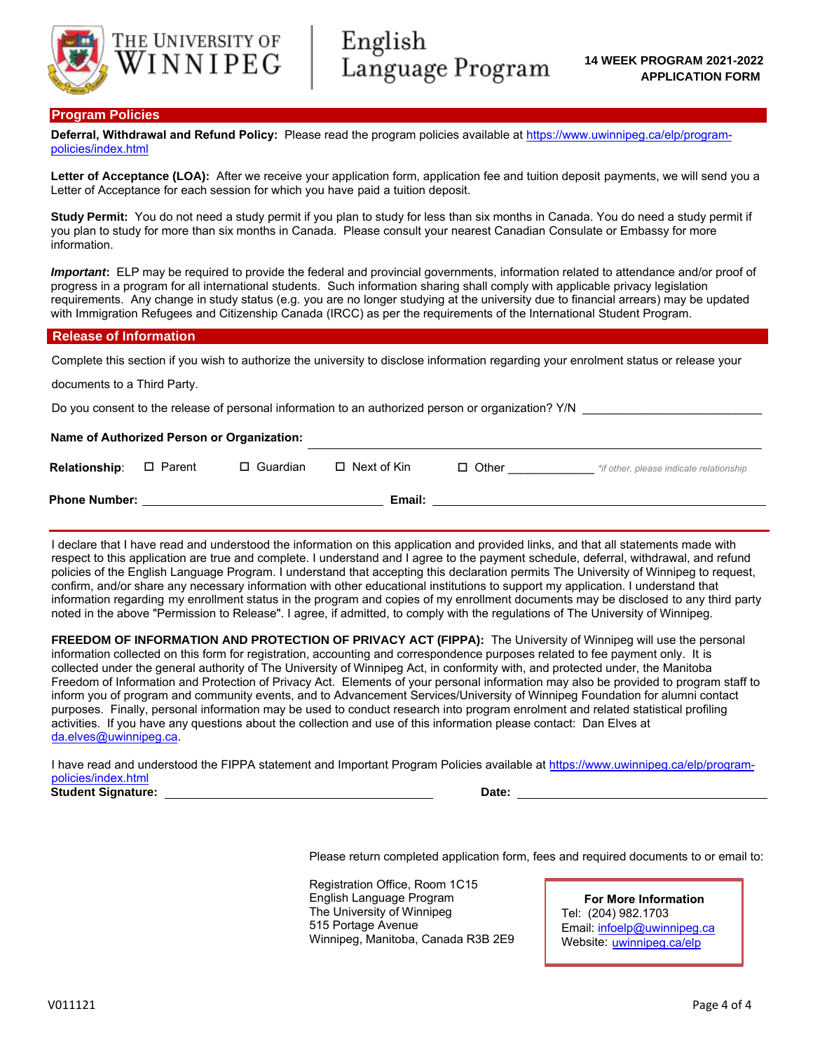The University of Winnipeg | English Language Program

**14 WEEK PROGRAM 2021-2022**
**APPLICATION FORM**

## Program Policies

**Deferral, Withdrawal and Refund Policy:** Please read the program policies available at https://www.uwinnipeg.ca/elp/program-policies/index.html

**Letter of Acceptance (LOA):** After we receive your application form, application fee and tuition deposit payments, we will send you a Letter of Acceptance for each session for which you have paid a tuition deposit.

**Study Permit:** You do not need a study permit if you plan to study for less than six months in Canada. You do need a study permit if you plan to study for more than six months in Canada. Please consult your nearest Canadian Consulate or Embassy for more information.

***Important*:** ELP may be required to provide the federal and provincial governments, information related to attendance and/or proof of progress in a program for all international students. Such information sharing shall comply with applicable privacy legislation requirements. Any change in study status (e.g. you are no longer studying at the university due to financial arrears) may be updated with Immigration Refugees and Citizenship Canada (IRCC) as per the requirements of the International Student Program.

## Release of Information

Complete this section if you wish to authorize the university to disclose information regarding your enrolment status or release your documents to a Third Party.

Do you consent to the release of personal information to an authorized person or organization? Y/N ____________________________

**Name of Authorized Person or Organization:** ________________________________________

**Relationship:** ☐ Parent ☐ Guardian ☐ Next of Kin ☐ Other _____________ *\*if other, please indicate relationship*

**Phone Number:** ______________________________ **Email:** ______________________________

---

I declare that I have read and understood the information on this application and provided links, and that all statements made with respect to this application are true and complete. I understand and I agree to the payment schedule, deferral, withdrawal, and refund policies of the English Language Program. I understand that accepting this declaration permits The University of Winnipeg to request, confirm, and/or share any necessary information with other educational institutions to support my application. I understand that information regarding my enrollment status in the program and copies of my enrollment documents may be disclosed to any third party noted in the above "Permission to Release". I agree, if admitted, to comply with the regulations of The University of Winnipeg.

**FREEDOM OF INFORMATION AND PROTECTION OF PRIVACY ACT (FIPPA):** The University of Winnipeg will use the personal information collected on this form for registration, accounting and correspondence purposes related to fee payment only. It is collected under the general authority of The University of Winnipeg Act, in conformity with, and protected under, the Manitoba Freedom of Information and Protection of Privacy Act. Elements of your personal information may also be provided to program staff to inform you of program and community events, and to Advancement Services/University of Winnipeg Foundation for alumni contact purposes. Finally, personal information may be used to conduct research into program enrolment and related statistical profiling activities. If you have any questions about the collection and use of this information please contact: Dan Elves at da.elves@uwinnipeg.ca.

I have read and understood the FIPPA statement and Important Program Policies available at https://www.uwinnipeg.ca/elp/program-policies/index.html

**Student Signature:** ______________________________ **Date:** ______________________________

Please return completed application form, fees and required documents to or email to:

Registration Office, Room 1C15
English Language Program
The University of Winnipeg
515 Portage Avenue
Winnipeg, Manitoba, Canada R3B 2E9

**For More Information**
Tel: (204) 982.1703
Email: infoelp@uwinnipeg.ca
Website: uwinnipeg.ca/elp

V011121